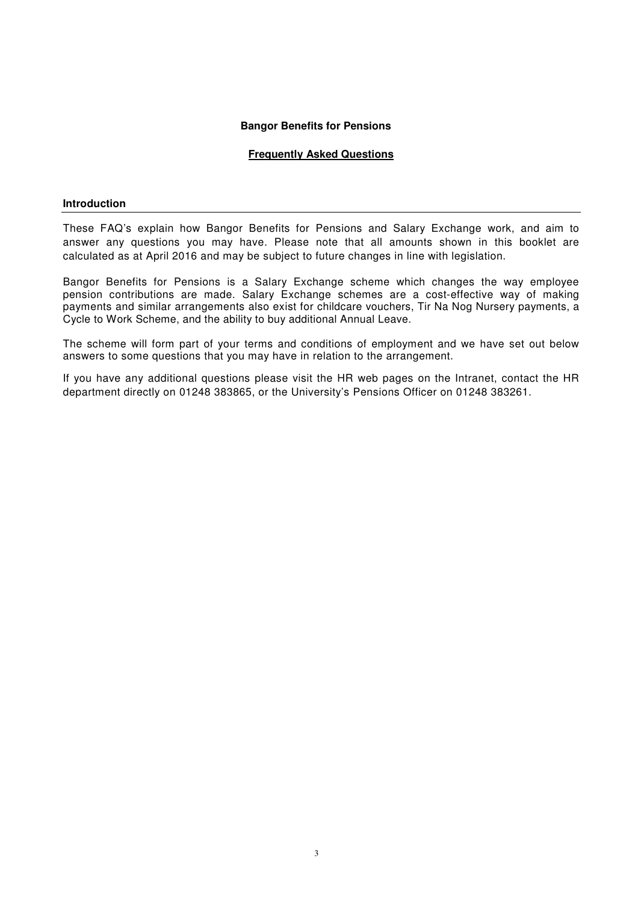**Bangor Benefits for Pensions**

**Frequently Asked Questions**

## Introduction

These FAQ's explain how Bangor Benefits for Pensions and Salary Exchange work, and aim to answer any questions you may have. Please note that all amounts shown in this booklet are calculated as at April 2016 and may be subject to future changes in line with legislation.

Bangor Benefits for Pensions is a Salary Exchange scheme which changes the way employee pension contributions are made. Salary Exchange schemes are a cost-effective way of making payments and similar arrangements also exist for childcare vouchers, Tir Na Nog Nursery payments, a Cycle to Work Scheme, and the ability to buy additional Annual Leave.

The scheme will form part of your terms and conditions of employment and we have set out below answers to some questions that you may have in relation to the arrangement.

If you have any additional questions please visit the HR web pages on the Intranet, contact the HR department directly on 01248 383865, or the University's Pensions Officer on 01248 383261.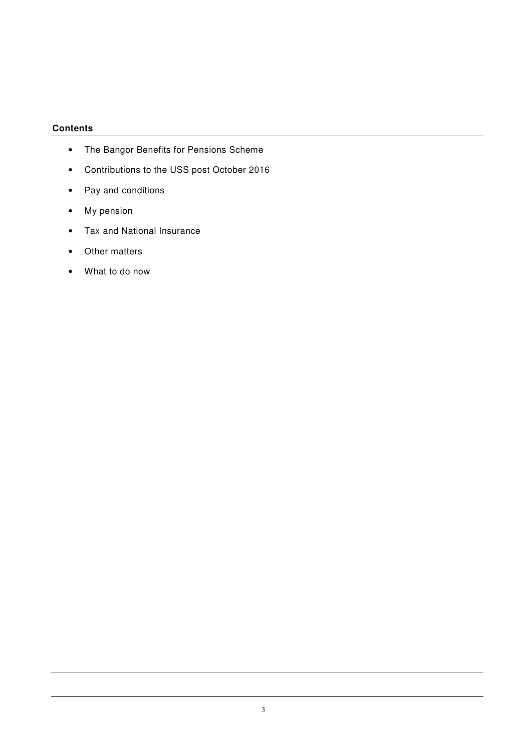**Contents**

- The Bangor Benefits for Pensions Scheme
- Contributions to the USS post October 2016
- Pay and conditions
- My pension
- Tax and National Insurance
- Other matters
- What to do now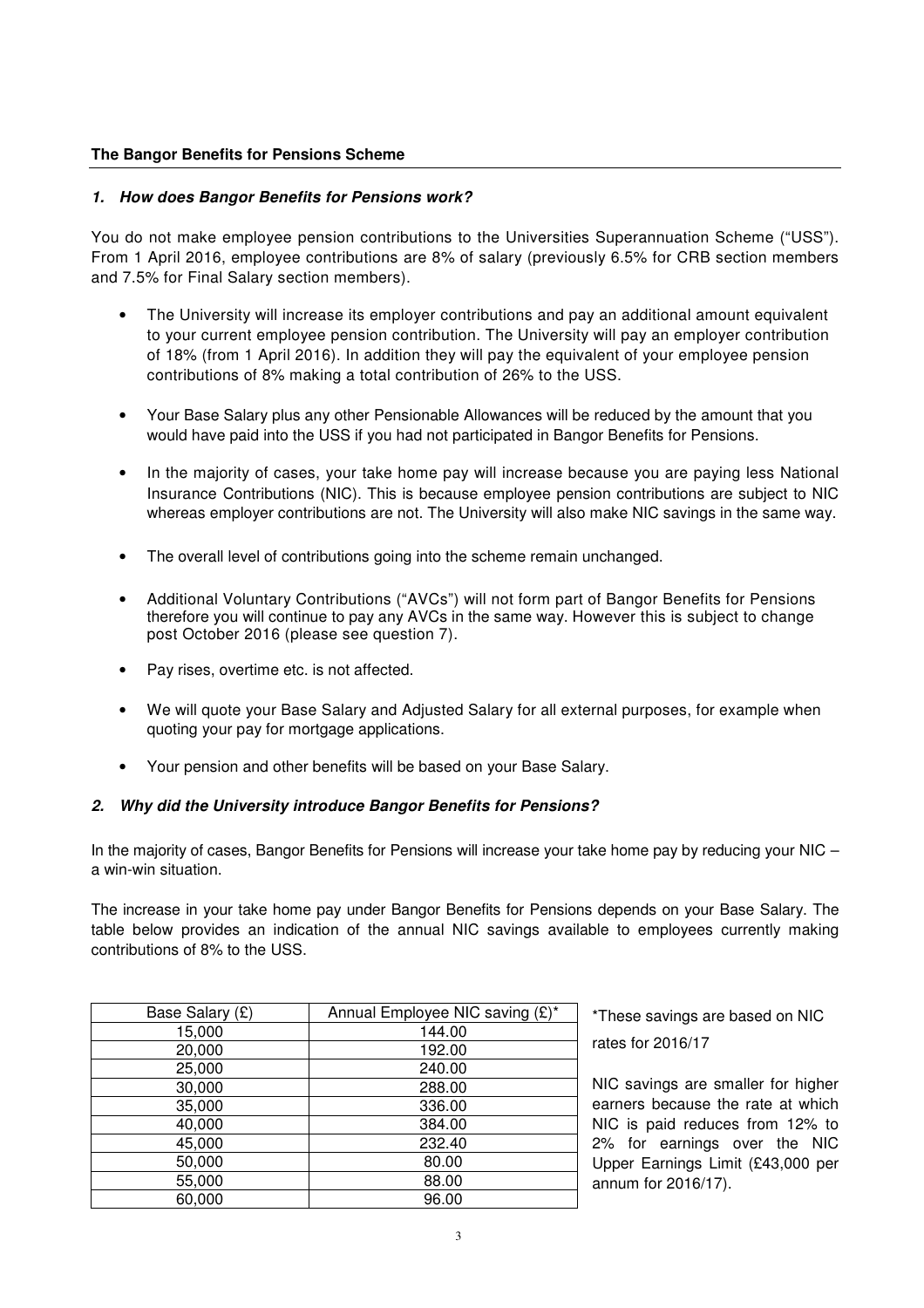## The Bangor Benefits for Pensions Scheme

### *1. How does Bangor Benefits for Pensions work?*

You do not make employee pension contributions to the Universities Superannuation Scheme ("USS"). From 1 April 2016, employee contributions are 8% of salary (previously 6.5% for CRB section members and 7.5% for Final Salary section members).

- The University will increase its employer contributions and pay an additional amount equivalent to your current employee pension contribution. The University will pay an employer contribution of 18% (from 1 April 2016). In addition they will pay the equivalent of your employee pension contributions of 8% making a total contribution of 26% to the USS.
- Your Base Salary plus any other Pensionable Allowances will be reduced by the amount that you would have paid into the USS if you had not participated in Bangor Benefits for Pensions.
- In the majority of cases, your take home pay will increase because you are paying less National Insurance Contributions (NIC). This is because employee pension contributions are subject to NIC whereas employer contributions are not. The University will also make NIC savings in the same way.
- The overall level of contributions going into the scheme remain unchanged.
- Additional Voluntary Contributions ("AVCs") will not form part of Bangor Benefits for Pensions therefore you will continue to pay any AVCs in the same way. However this is subject to change post October 2016 (please see question 7).
- Pay rises, overtime etc. is not affected.
- We will quote your Base Salary and Adjusted Salary for all external purposes, for example when quoting your pay for mortgage applications.
- Your pension and other benefits will be based on your Base Salary.

### *2. Why did the University introduce Bangor Benefits for Pensions?*

In the majority of cases, Bangor Benefits for Pensions will increase your take home pay by reducing your NIC – a win-win situation.

The increase in your take home pay under Bangor Benefits for Pensions depends on your Base Salary. The table below provides an indication of the annual NIC savings available to employees currently making contributions of 8% to the USS.

| Base Salary (£) | Annual Employee NIC saving (£)* |
| --- | --- |
| 15,000 | 144.00 |
| 20,000 | 192.00 |
| 25,000 | 240.00 |
| 30,000 | 288.00 |
| 35,000 | 336.00 |
| 40,000 | 384.00 |
| 45,000 | 232.40 |
| 50,000 | 80.00 |
| 55,000 | 88.00 |
| 60,000 | 96.00 |

*These savings are based on NIC rates for 2016/17

NIC savings are smaller for higher earners because the rate at which NIC is paid reduces from 12% to 2% for earnings over the NIC Upper Earnings Limit (£43,000 per annum for 2016/17).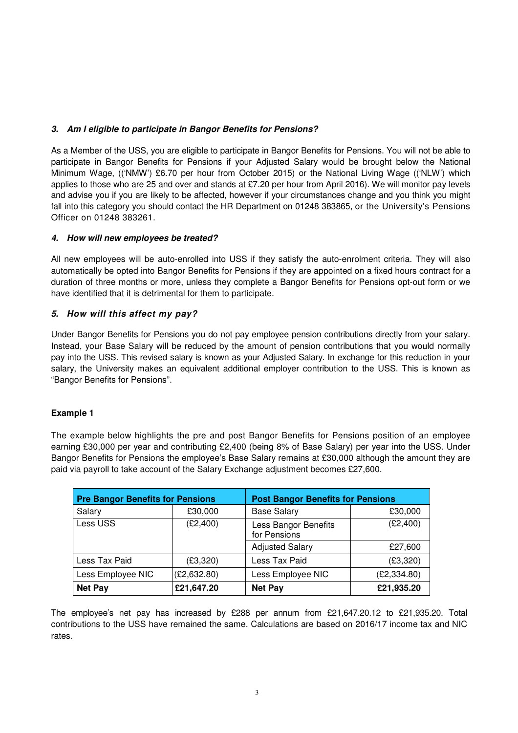### *3. Am I eligible to participate in Bangor Benefits for Pensions?*

As a Member of the USS, you are eligible to participate in Bangor Benefits for Pensions. You will not be able to participate in Bangor Benefits for Pensions if your Adjusted Salary would be brought below the National Minimum Wage, ((‘NMW’) £6.70 per hour from October 2015) or the National Living Wage ((‘NLW’) which applies to those who are 25 and over and stands at £7.20 per hour from April 2016). We will monitor pay levels and advise you if you are likely to be affected, however if your circumstances change and you think you might fall into this category you should contact the HR Department on 01248 383865, or the University’s Pensions Officer on 01248 383261.

### *4. How will new employees be treated?*

All new employees will be auto-enrolled into USS if they satisfy the auto-enrolment criteria. They will also automatically be opted into Bangor Benefits for Pensions if they are appointed on a fixed hours contract for a duration of three months or more, unless they complete a Bangor Benefits for Pensions opt-out form or we have identified that it is detrimental for them to participate.

### *5. How will this affect my pay?*

Under Bangor Benefits for Pensions you do not pay employee pension contributions directly from your salary. Instead, your Base Salary will be reduced by the amount of pension contributions that you would normally pay into the USS. This revised salary is known as your Adjusted Salary. In exchange for this reduction in your salary, the University makes an equivalent additional employer contribution to the USS. This is known as “Bangor Benefits for Pensions”.

**Example 1**

The example below highlights the pre and post Bangor Benefits for Pensions position of an employee earning £30,000 per year and contributing £2,400 (being 8% of Base Salary) per year into the USS. Under Bangor Benefits for Pensions the employee’s Base Salary remains at £30,000 although the amount they are paid via payroll to take account of the Salary Exchange adjustment becomes £27,600.

| **Pre Bangor Benefits for Pensions** | | **Post Bangor Benefits for Pensions** | |
|---|---|---|---|
| Salary | £30,000 | Base Salary | £30,000 |
| Less USS | (£2,400) | Less Bangor Benefits for Pensions | (£2,400) |
| | | Adjusted Salary | £27,600 |
| Less Tax Paid | (£3,320) | Less Tax Paid | (£3,320) |
| Less Employee NIC | (£2,632.80) | Less Employee NIC | (£2,334.80) |
| **Net Pay** | **£21,647.20** | **Net Pay** | **£21,935.20** |

The employee’s net pay has increased by £288 per annum from £21,647.20.12 to £21,935.20. Total contributions to the USS have remained the same. Calculations are based on 2016/17 income tax and NIC rates.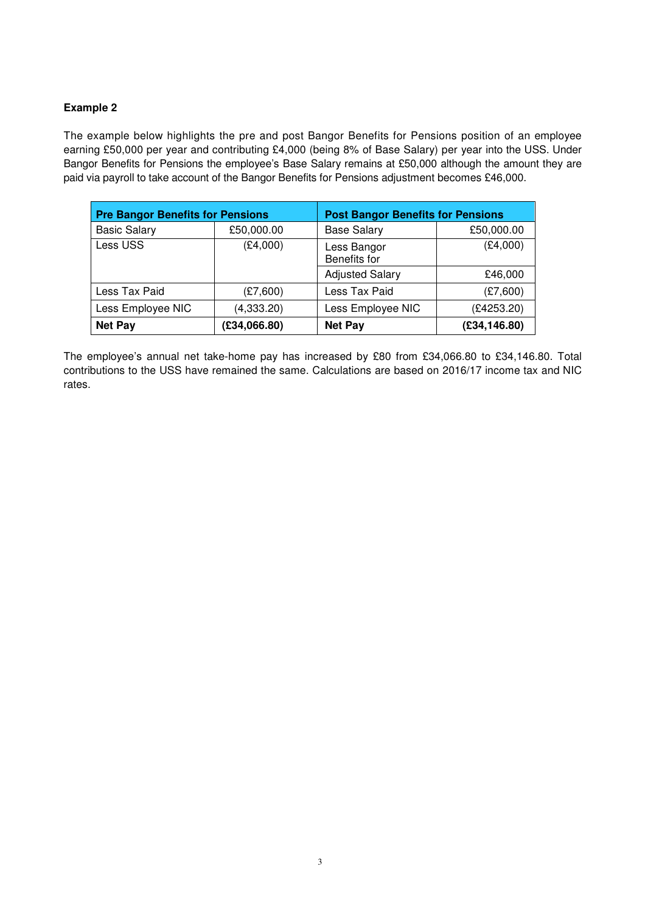**Example 2**

The example below highlights the pre and post Bangor Benefits for Pensions position of an employee earning £50,000 per year and contributing £4,000 (being 8% of Base Salary) per year into the USS. Under Bangor Benefits for Pensions the employee's Base Salary remains at £50,000 although the amount they are paid via payroll to take account of the Bangor Benefits for Pensions adjustment becomes £46,000.

| **Pre Bangor Benefits for Pensions** | | **Post Bangor Benefits for Pensions** | |
|---|---|---|---|
| Basic Salary | £50,000.00 | Base Salary | £50,000.00 |
| Less USS | (£4,000) | Less Bangor Benefits for | (£4,000) |
| | | Adjusted Salary | £46,000 |
| Less Tax Paid | (£7,600) | Less Tax Paid | (£7,600) |
| Less Employee NIC | (4,333.20) | Less Employee NIC | (£4253.20) |
| **Net Pay** | **(£34,066.80)** | **Net Pay** | **(£34,146.80)** |

The employee's annual net take-home pay has increased by £80 from £34,066.80 to £34,146.80. Total contributions to the USS have remained the same. Calculations are based on 2016/17 income tax and NIC rates.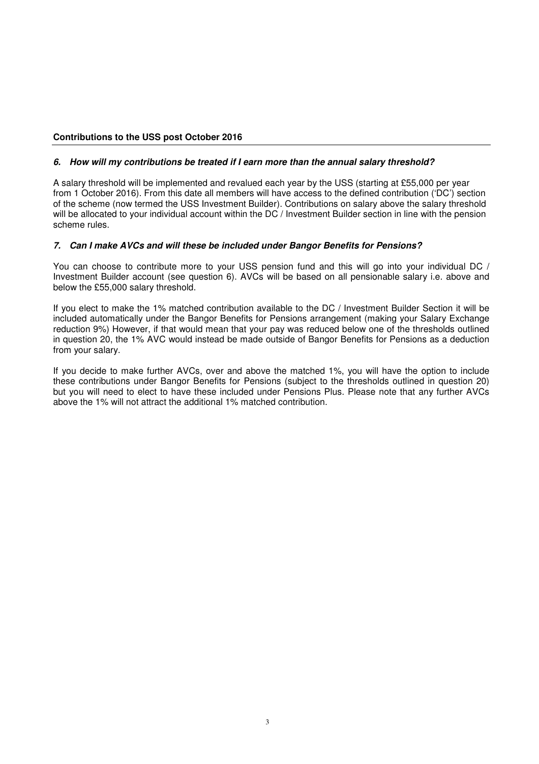## Contributions to the USS post October 2016

### *6. How will my contributions be treated if I earn more than the annual salary threshold?*

A salary threshold will be implemented and revalued each year by the USS (starting at £55,000 per year from 1 October 2016). From this date all members will have access to the defined contribution ('DC') section of the scheme (now termed the USS Investment Builder). Contributions on salary above the salary threshold will be allocated to your individual account within the DC / Investment Builder section in line with the pension scheme rules.

### *7. Can I make AVCs and will these be included under Bangor Benefits for Pensions?*

You can choose to contribute more to your USS pension fund and this will go into your individual DC / Investment Builder account (see question 6). AVCs will be based on all pensionable salary i.e. above and below the £55,000 salary threshold.

If you elect to make the 1% matched contribution available to the DC / Investment Builder Section it will be included automatically under the Bangor Benefits for Pensions arrangement (making your Salary Exchange reduction 9%) However, if that would mean that your pay was reduced below one of the thresholds outlined in question 20, the 1% AVC would instead be made outside of Bangor Benefits for Pensions as a deduction from your salary.

If you decide to make further AVCs, over and above the matched 1%, you will have the option to include these contributions under Bangor Benefits for Pensions (subject to the thresholds outlined in question 20) but you will need to elect to have these included under Pensions Plus. Please note that any further AVCs above the 1% will not attract the additional 1% matched contribution.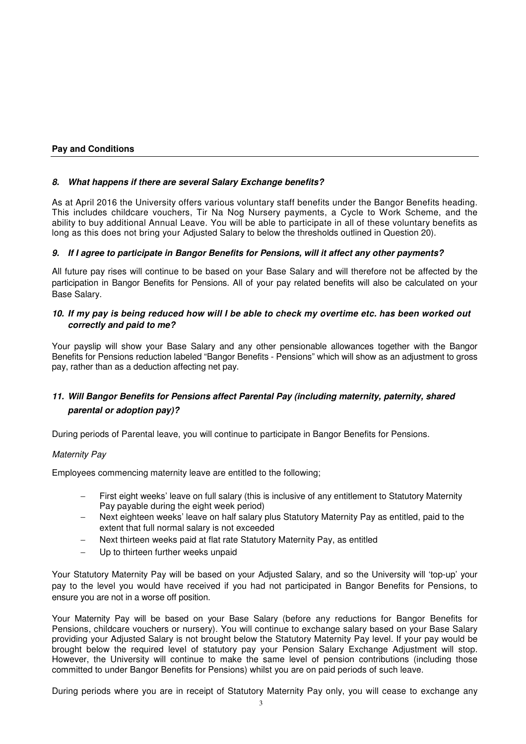## Pay and Conditions

### *8. What happens if there are several Salary Exchange benefits?*

As at April 2016 the University offers various voluntary staff benefits under the Bangor Benefits heading. This includes childcare vouchers, Tir Na Nog Nursery payments, a Cycle to Work Scheme, and the ability to buy additional Annual Leave. You will be able to participate in all of these voluntary benefits as long as this does not bring your Adjusted Salary to below the thresholds outlined in Question 20).

### *9. If I agree to participate in Bangor Benefits for Pensions, will it affect any other payments?*

All future pay rises will continue to be based on your Base Salary and will therefore not be affected by the participation in Bangor Benefits for Pensions. All of your pay related benefits will also be calculated on your Base Salary.

### *10. If my pay is being reduced how will I be able to check my overtime etc. has been worked out correctly and paid to me?*

Your payslip will show your Base Salary and any other pensionable allowances together with the Bangor Benefits for Pensions reduction labeled "Bangor Benefits - Pensions" which will show as an adjustment to gross pay, rather than as a deduction affecting net pay.

### *11. Will Bangor Benefits for Pensions affect Parental Pay (including maternity, paternity, shared parental or adoption pay)?*

During periods of Parental leave, you will continue to participate in Bangor Benefits for Pensions.

*Maternity Pay*

Employees commencing maternity leave are entitled to the following;

- First eight weeks' leave on full salary (this is inclusive of any entitlement to Statutory Maternity Pay payable during the eight week period)
- Next eighteen weeks' leave on half salary plus Statutory Maternity Pay as entitled, paid to the extent that full normal salary is not exceeded
- Next thirteen weeks paid at flat rate Statutory Maternity Pay, as entitled
- Up to thirteen further weeks unpaid

Your Statutory Maternity Pay will be based on your Adjusted Salary, and so the University will 'top-up' your pay to the level you would have received if you had not participated in Bangor Benefits for Pensions, to ensure you are not in a worse off position.

Your Maternity Pay will be based on your Base Salary (before any reductions for Bangor Benefits for Pensions, childcare vouchers or nursery). You will continue to exchange salary based on your Base Salary providing your Adjusted Salary is not brought below the Statutory Maternity Pay level. If your pay would be brought below the required level of statutory pay your Pension Salary Exchange Adjustment will stop. However, the University will continue to make the same level of pension contributions (including those committed to under Bangor Benefits for Pensions) whilst you are on paid periods of such leave.

During periods where you are in receipt of Statutory Maternity Pay only, you will cease to exchange any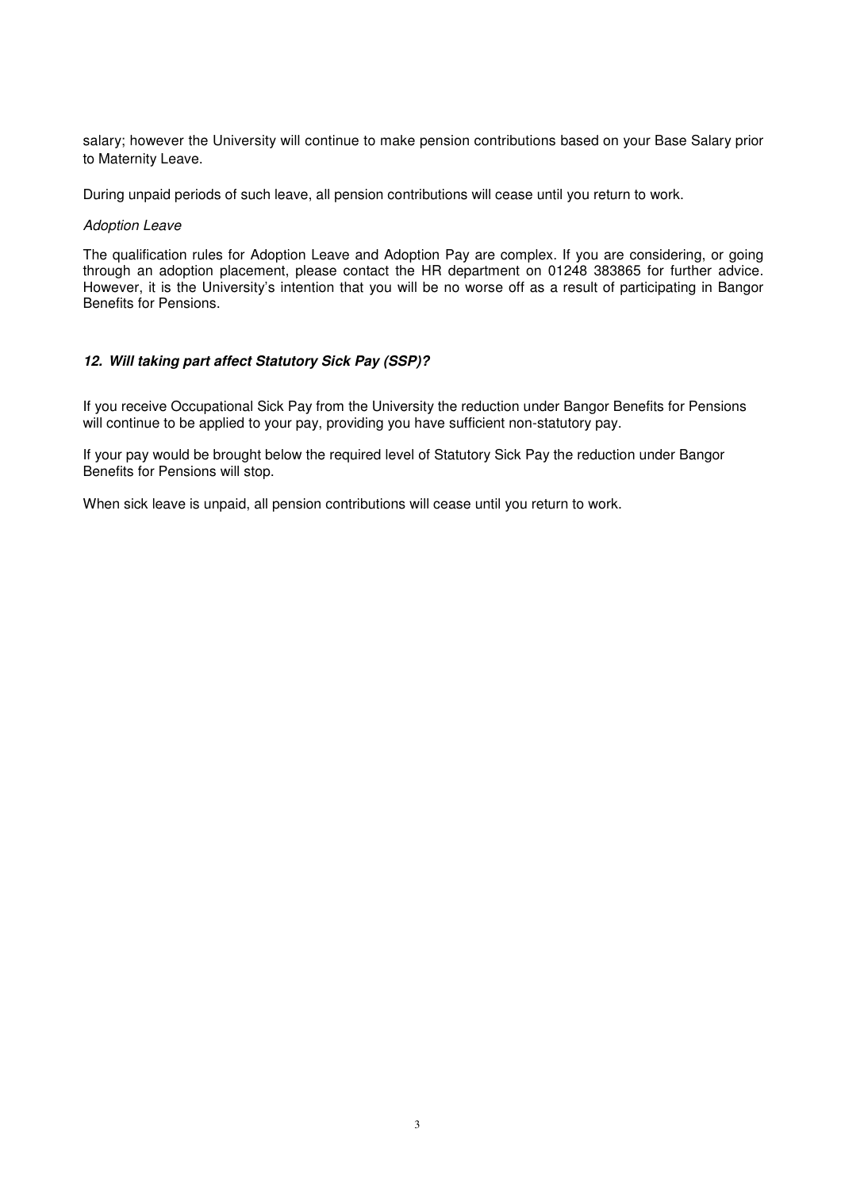salary; however the University will continue to make pension contributions based on your Base Salary prior to Maternity Leave.

During unpaid periods of such leave, all pension contributions will cease until you return to work.

*Adoption Leave*

The qualification rules for Adoption Leave and Adoption Pay are complex. If you are considering, or going through an adoption placement, please contact the HR department on 01248 383865 for further advice. However, it is the University's intention that you will be no worse off as a result of participating in Bangor Benefits for Pensions.

### ***12. Will taking part affect Statutory Sick Pay (SSP)?***

If you receive Occupational Sick Pay from the University the reduction under Bangor Benefits for Pensions will continue to be applied to your pay, providing you have sufficient non-statutory pay.

If your pay would be brought below the required level of Statutory Sick Pay the reduction under Bangor Benefits for Pensions will stop.

When sick leave is unpaid, all pension contributions will cease until you return to work.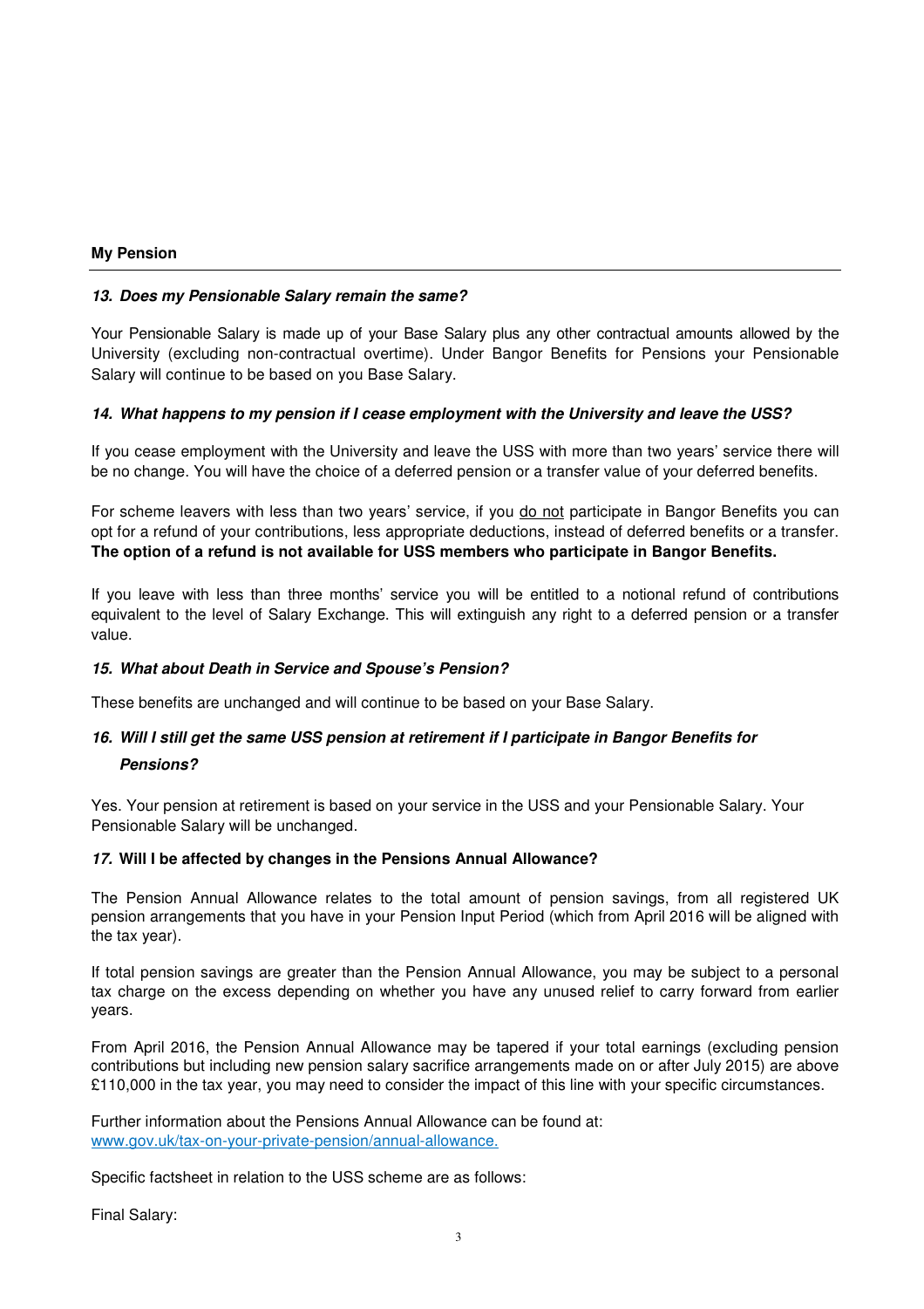## My Pension

### *13. Does my Pensionable Salary remain the same?*

Your Pensionable Salary is made up of your Base Salary plus any other contractual amounts allowed by the University (excluding non-contractual overtime). Under Bangor Benefits for Pensions your Pensionable Salary will continue to be based on you Base Salary.

### *14. What happens to my pension if I cease employment with the University and leave the USS?*

If you cease employment with the University and leave the USS with more than two years' service there will be no change. You will have the choice of a deferred pension or a transfer value of your deferred benefits.

For scheme leavers with less than two years' service, if you do not participate in Bangor Benefits you can opt for a refund of your contributions, less appropriate deductions, instead of deferred benefits or a transfer. **The option of a refund is not available for USS members who participate in Bangor Benefits.**

If you leave with less than three months' service you will be entitled to a notional refund of contributions equivalent to the level of Salary Exchange. This will extinguish any right to a deferred pension or a transfer value.

### *15. What about Death in Service and Spouse's Pension?*

These benefits are unchanged and will continue to be based on your Base Salary.

### *16. Will I still get the same USS pension at retirement if I participate in Bangor Benefits for Pensions?*

Yes. Your pension at retirement is based on your service in the USS and your Pensionable Salary. Your Pensionable Salary will be unchanged.

### *17.* Will I be affected by changes in the Pensions Annual Allowance?

The Pension Annual Allowance relates to the total amount of pension savings, from all registered UK pension arrangements that you have in your Pension Input Period (which from April 2016 will be aligned with the tax year).

If total pension savings are greater than the Pension Annual Allowance, you may be subject to a personal tax charge on the excess depending on whether you have any unused relief to carry forward from earlier years.

From April 2016, the Pension Annual Allowance may be tapered if your total earnings (excluding pension contributions but including new pension salary sacrifice arrangements made on or after July 2015) are above £110,000 in the tax year, you may need to consider the impact of this line with your specific circumstances.

Further information about the Pensions Annual Allowance can be found at:
www.gov.uk/tax-on-your-private-pension/annual-allowance.

Specific factsheet in relation to the USS scheme are as follows:

Final Salary: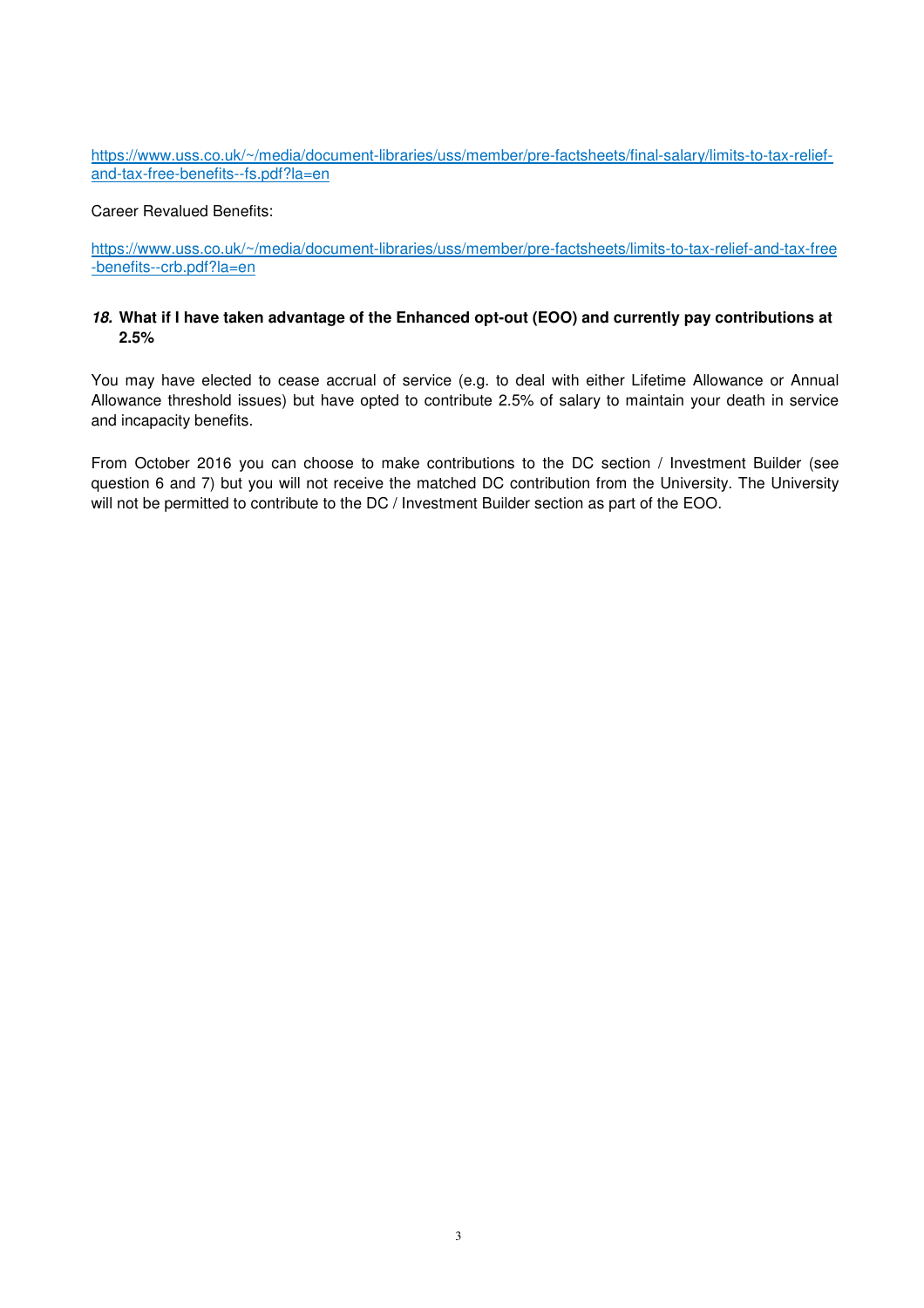https://www.uss.co.uk/~/media/document-libraries/uss/member/pre-factsheets/final-salary/limits-to-tax-relief-and-tax-free-benefits--fs.pdf?la=en

Career Revalued Benefits:

https://www.uss.co.uk/~/media/document-libraries/uss/member/pre-factsheets/limits-to-tax-relief-and-tax-free-benefits--crb.pdf?la=en

### ***18.*** **What if I have taken advantage of the Enhanced opt-out (EOO) and currently pay contributions at 2.5%**

You may have elected to cease accrual of service (e.g. to deal with either Lifetime Allowance or Annual Allowance threshold issues) but have opted to contribute 2.5% of salary to maintain your death in service and incapacity benefits.

From October 2016 you can choose to make contributions to the DC section / Investment Builder (see question 6 and 7) but you will not receive the matched DC contribution from the University. The University will not be permitted to contribute to the DC / Investment Builder section as part of the EOO.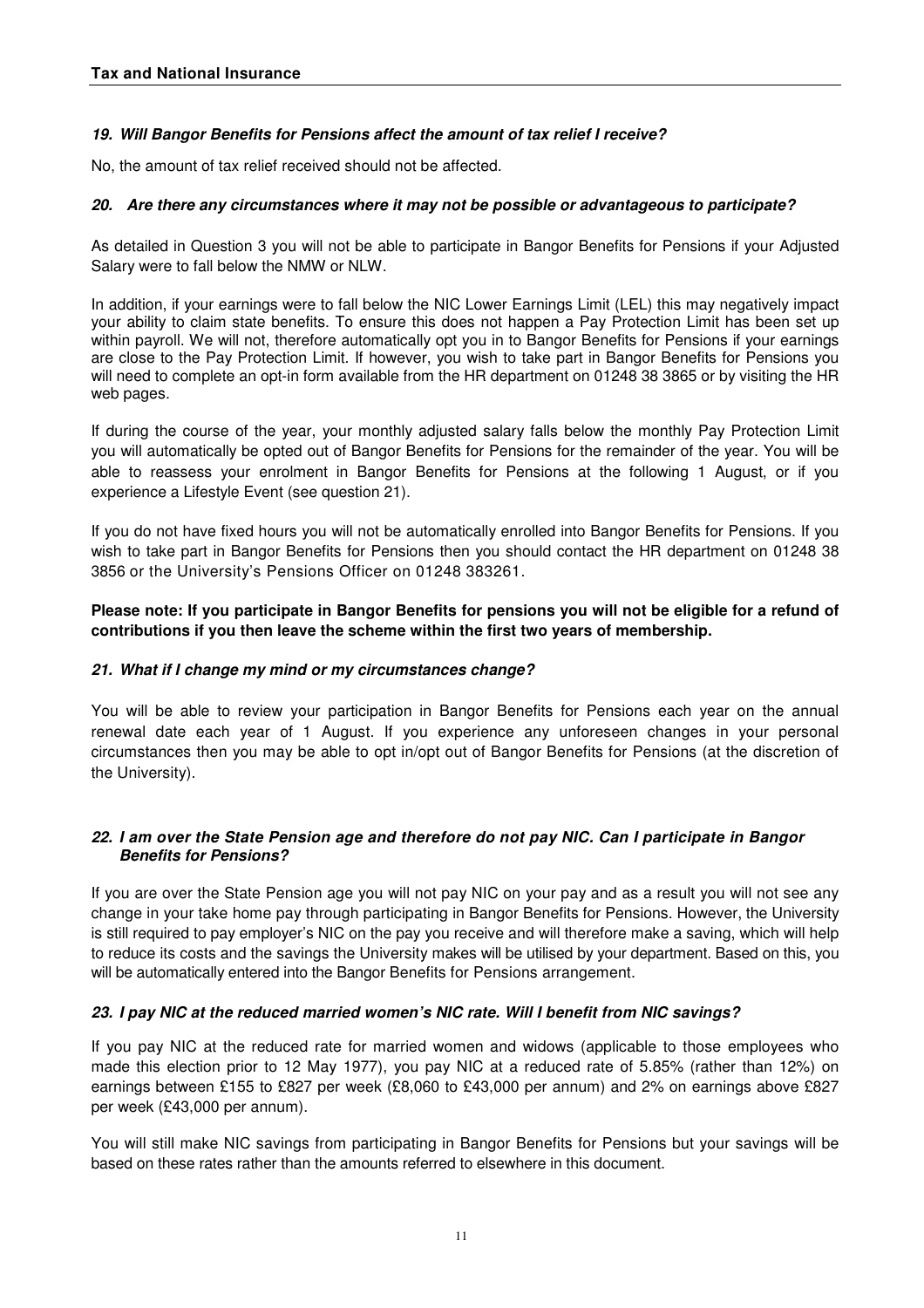## Tax and National Insurance

### *19. Will Bangor Benefits for Pensions affect the amount of tax relief I receive?*

No, the amount of tax relief received should not be affected.

### *20. Are there any circumstances where it may not be possible or advantageous to participate?*

As detailed in Question 3 you will not be able to participate in Bangor Benefits for Pensions if your Adjusted Salary were to fall below the NMW or NLW.

In addition, if your earnings were to fall below the NIC Lower Earnings Limit (LEL) this may negatively impact your ability to claim state benefits. To ensure this does not happen a Pay Protection Limit has been set up within payroll. We will not, therefore automatically opt you in to Bangor Benefits for Pensions if your earnings are close to the Pay Protection Limit. If however, you wish to take part in Bangor Benefits for Pensions you will need to complete an opt-in form available from the HR department on 01248 38 3865 or by visiting the HR web pages.

If during the course of the year, your monthly adjusted salary falls below the monthly Pay Protection Limit you will automatically be opted out of Bangor Benefits for Pensions for the remainder of the year. You will be able to reassess your enrolment in Bangor Benefits for Pensions at the following 1 August, or if you experience a Lifestyle Event (see question 21).

If you do not have fixed hours you will not be automatically enrolled into Bangor Benefits for Pensions. If you wish to take part in Bangor Benefits for Pensions then you should contact the HR department on 01248 38 3856 or the University's Pensions Officer on 01248 383261.

**Please note: If you participate in Bangor Benefits for pensions you will not be eligible for a refund of contributions if you then leave the scheme within the first two years of membership.**

### *21. What if I change my mind or my circumstances change?*

You will be able to review your participation in Bangor Benefits for Pensions each year on the annual renewal date each year of 1 August. If you experience any unforeseen changes in your personal circumstances then you may be able to opt in/opt out of Bangor Benefits for Pensions (at the discretion of the University).

### *22. I am over the State Pension age and therefore do not pay NIC. Can I participate in Bangor Benefits for Pensions?*

If you are over the State Pension age you will not pay NIC on your pay and as a result you will not see any change in your take home pay through participating in Bangor Benefits for Pensions. However, the University is still required to pay employer's NIC on the pay you receive and will therefore make a saving, which will help to reduce its costs and the savings the University makes will be utilised by your department. Based on this, you will be automatically entered into the Bangor Benefits for Pensions arrangement.

### *23. I pay NIC at the reduced married women's NIC rate. Will I benefit from NIC savings?*

If you pay NIC at the reduced rate for married women and widows (applicable to those employees who made this election prior to 12 May 1977), you pay NIC at a reduced rate of 5.85% (rather than 12%) on earnings between £155 to £827 per week (£8,060 to £43,000 per annum) and 2% on earnings above £827 per week (£43,000 per annum).

You will still make NIC savings from participating in Bangor Benefits for Pensions but your savings will be based on these rates rather than the amounts referred to elsewhere in this document.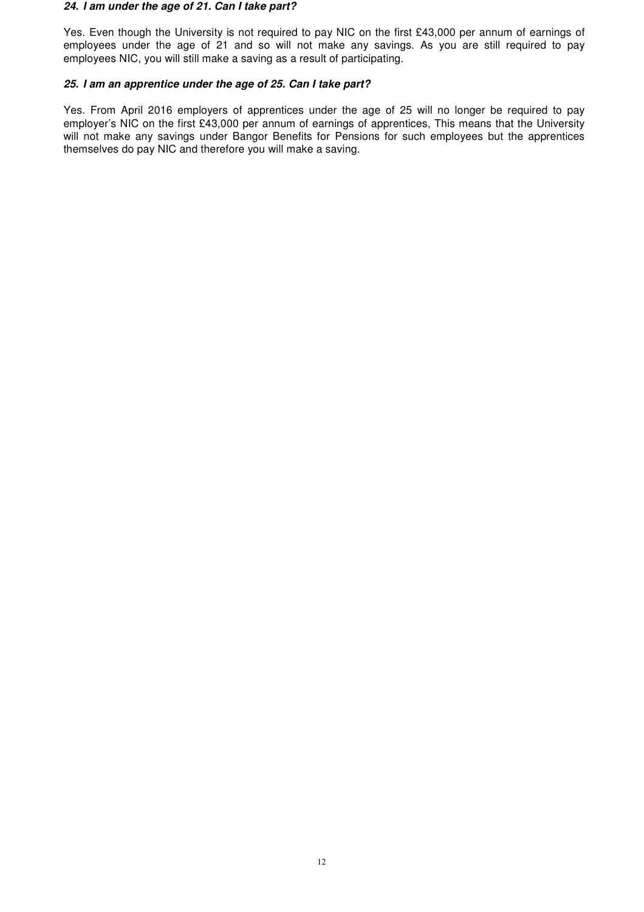***24. I am under the age of 21. Can I take part?***

Yes. Even though the University is not required to pay NIC on the first £43,000 per annum of earnings of employees under the age of 21 and so will not make any savings. As you are still required to pay employees NIC, you will still make a saving as a result of participating.

***25. I am an apprentice under the age of 25. Can I take part?***

Yes. From April 2016 employers of apprentices under the age of 25 will no longer be required to pay employer's NIC on the first £43,000 per annum of earnings of apprentices, This means that the University will not make any savings under Bangor Benefits for Pensions for such employees but the apprentices themselves do pay NIC and therefore you will make a saving.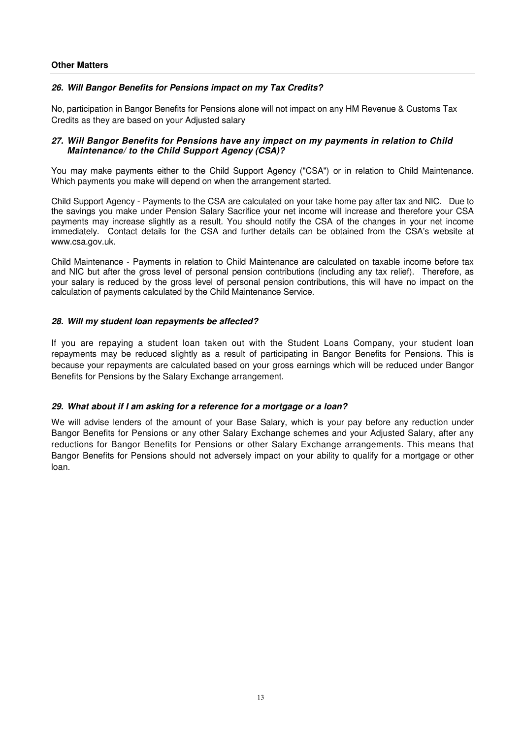## Other Matters

### *26. Will Bangor Benefits for Pensions impact on my Tax Credits?*

No, participation in Bangor Benefits for Pensions alone will not impact on any HM Revenue & Customs Tax Credits as they are based on your Adjusted salary

### *27. Will Bangor Benefits for Pensions have any impact on my payments in relation to Child Maintenance/ to the Child Support Agency (CSA)?*

You may make payments either to the Child Support Agency ("CSA") or in relation to Child Maintenance. Which payments you make will depend on when the arrangement started.

Child Support Agency - Payments to the CSA are calculated on your take home pay after tax and NIC. Due to the savings you make under Pension Salary Sacrifice your net income will increase and therefore your CSA payments may increase slightly as a result. You should notify the CSA of the changes in your net income immediately. Contact details for the CSA and further details can be obtained from the CSA's website at www.csa.gov.uk.

Child Maintenance - Payments in relation to Child Maintenance are calculated on taxable income before tax and NIC but after the gross level of personal pension contributions (including any tax relief). Therefore, as your salary is reduced by the gross level of personal pension contributions, this will have no impact on the calculation of payments calculated by the Child Maintenance Service.

### *28. Will my student loan repayments be affected?*

If you are repaying a student loan taken out with the Student Loans Company, your student loan repayments may be reduced slightly as a result of participating in Bangor Benefits for Pensions. This is because your repayments are calculated based on your gross earnings which will be reduced under Bangor Benefits for Pensions by the Salary Exchange arrangement.

### *29. What about if I am asking for a reference for a mortgage or a loan?*

We will advise lenders of the amount of your Base Salary, which is your pay before any reduction under Bangor Benefits for Pensions or any other Salary Exchange schemes and your Adjusted Salary, after any reductions for Bangor Benefits for Pensions or other Salary Exchange arrangements. This means that Bangor Benefits for Pensions should not adversely impact on your ability to qualify for a mortgage or other loan.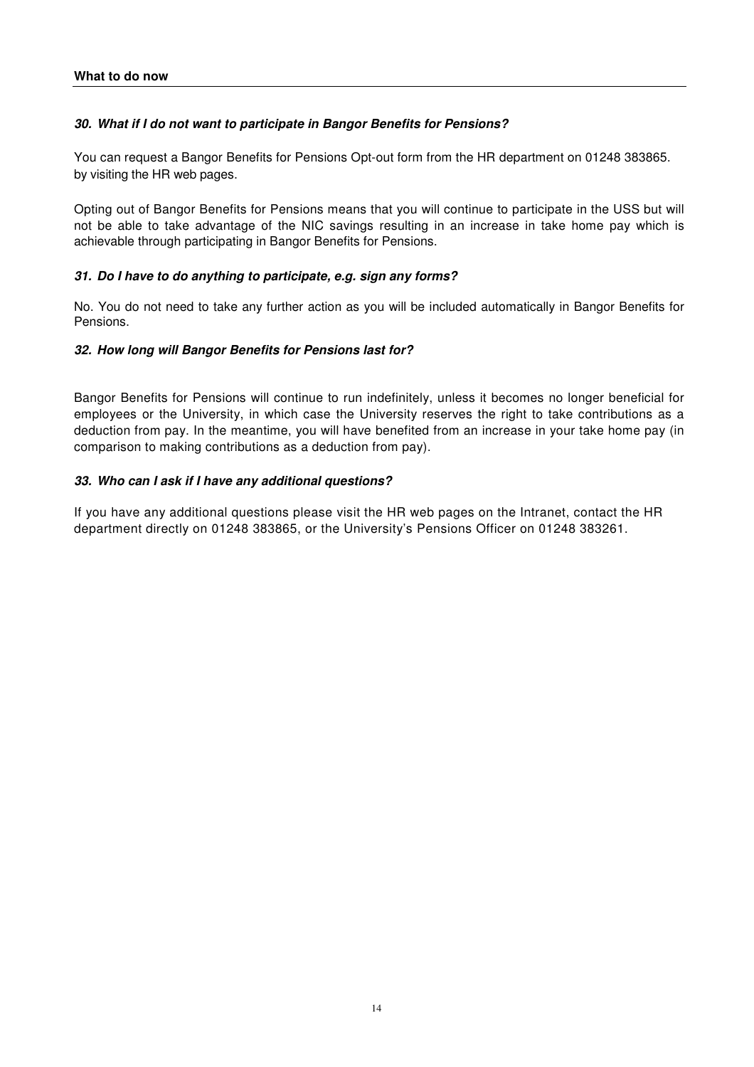**What to do now**

***30. What if I do not want to participate in Bangor Benefits for Pensions?***

You can request a Bangor Benefits for Pensions Opt-out form from the HR department on 01248 383865. by visiting the HR web pages.

Opting out of Bangor Benefits for Pensions means that you will continue to participate in the USS but will not be able to take advantage of the NIC savings resulting in an increase in take home pay which is achievable through participating in Bangor Benefits for Pensions.

***31. Do I have to do anything to participate, e.g. sign any forms?***

No. You do not need to take any further action as you will be included automatically in Bangor Benefits for Pensions.

***32. How long will Bangor Benefits for Pensions last for?***

Bangor Benefits for Pensions will continue to run indefinitely, unless it becomes no longer beneficial for employees or the University, in which case the University reserves the right to take contributions as a deduction from pay. In the meantime, you will have benefited from an increase in your take home pay (in comparison to making contributions as a deduction from pay).

***33. Who can I ask if I have any additional questions?***

If you have any additional questions please visit the HR web pages on the Intranet, contact the HR department directly on 01248 383865, or the University's Pensions Officer on 01248 383261.